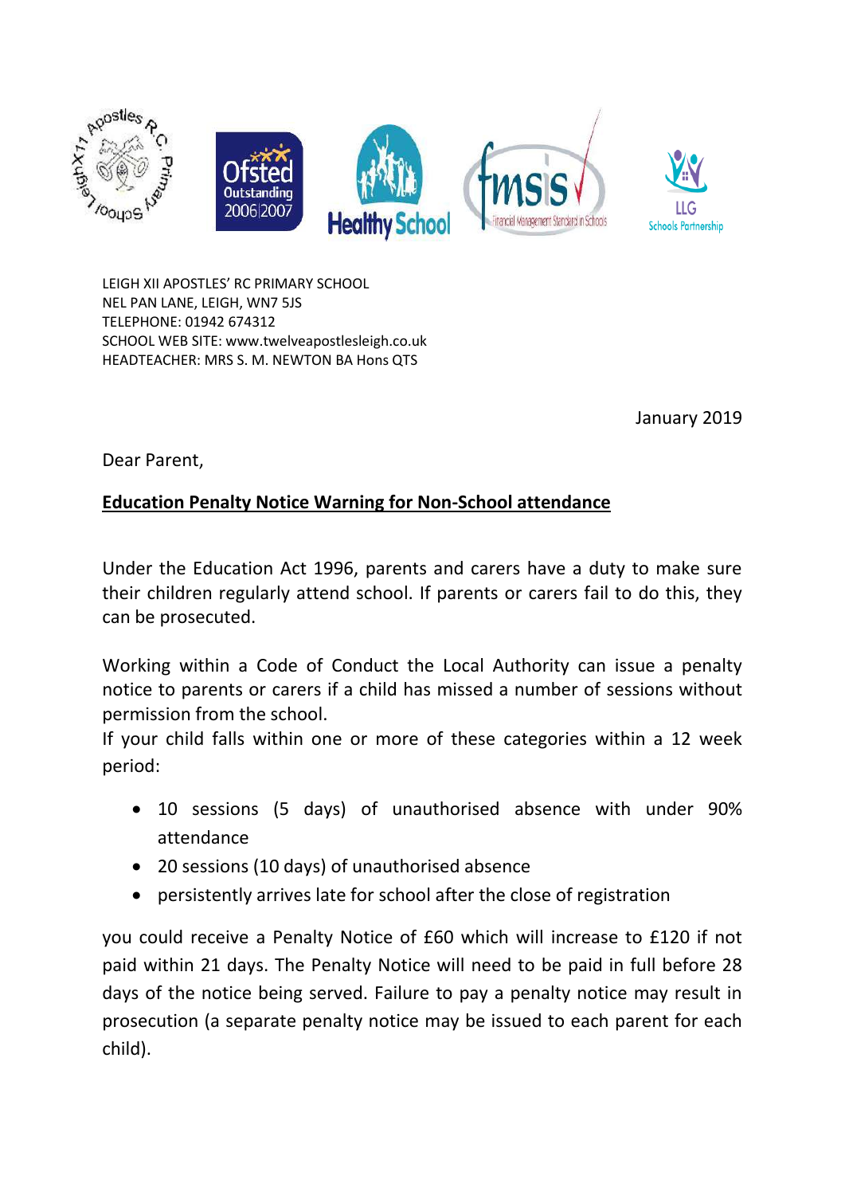LEIGH XII APOSTLES' RC PRIMARY SCHOOL
NEL PAN LANE, LEIGH, WN7 5JS
TELEPHONE: 01942 674312
SCHOOL WEB SITE: www.twelveapostlesleigh.co.uk
HEADTEACHER: MRS S. M. NEWTON BA Hons QTS

January 2019

Dear Parent,

**Education Penalty Notice Warning for Non-School attendance**

Under the Education Act 1996, parents and carers have a duty to make sure their children regularly attend school. If parents or carers fail to do this, they can be prosecuted.

Working within a Code of Conduct the Local Authority can issue a penalty notice to parents or carers if a child has missed a number of sessions without permission from the school.
If your child falls within one or more of these categories within a 12 week period:

- 10 sessions (5 days) of unauthorised absence with under 90% attendance
- 20 sessions (10 days) of unauthorised absence
- persistently arrives late for school after the close of registration

you could receive a Penalty Notice of £60 which will increase to £120 if not paid within 21 days. The Penalty Notice will need to be paid in full before 28 days of the notice being served. Failure to pay a penalty notice may result in prosecution (a separate penalty notice may be issued to each parent for each child).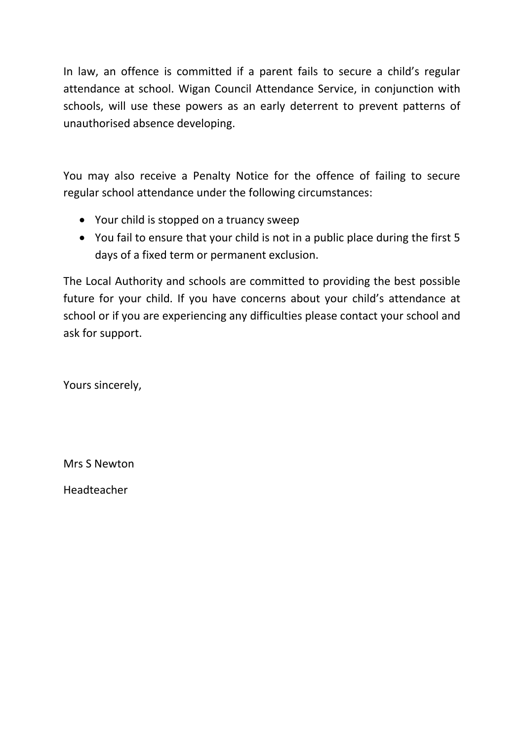In law, an offence is committed if a parent fails to secure a child's regular attendance at school. Wigan Council Attendance Service, in conjunction with schools, will use these powers as an early deterrent to prevent patterns of unauthorised absence developing.

You may also receive a Penalty Notice for the offence of failing to secure regular school attendance under the following circumstances:

- Your child is stopped on a truancy sweep
- You fail to ensure that your child is not in a public place during the first 5 days of a fixed term or permanent exclusion.

The Local Authority and schools are committed to providing the best possible future for your child. If you have concerns about your child's attendance at school or if you are experiencing any difficulties please contact your school and ask for support.

Yours sincerely,

Mrs S Newton

Headteacher